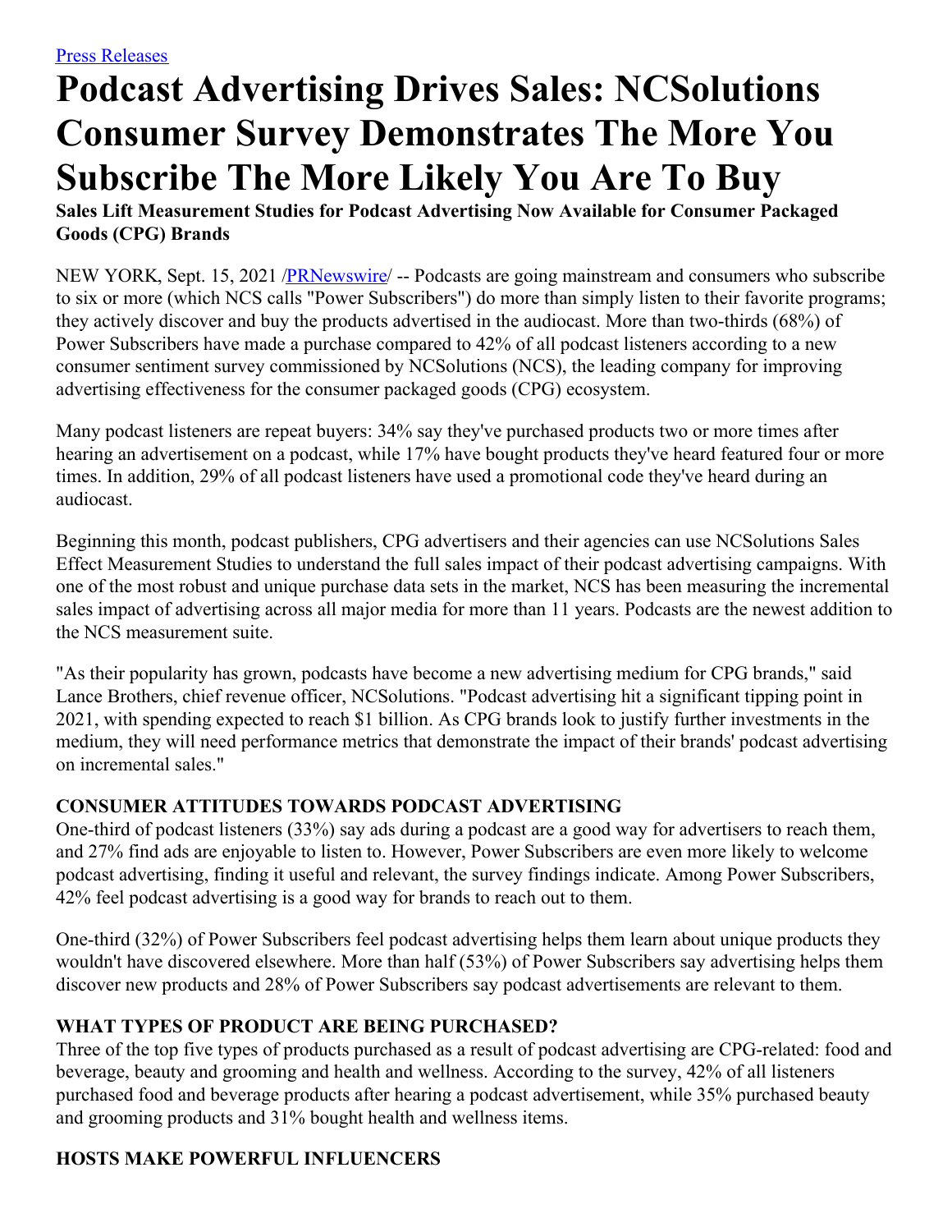Press Releases

# Podcast Advertising Drives Sales: NCSolutions Consumer Survey Demonstrates The More You Subscribe The More Likely You Are To Buy

**Sales Lift Measurement Studies for Podcast Advertising Now Available for Consumer Packaged Goods (CPG) Brands**

NEW YORK, Sept. 15, 2021 /PRNewswire/ -- Podcasts are going mainstream and consumers who subscribe to six or more (which NCS calls "Power Subscribers") do more than simply listen to their favorite programs; they actively discover and buy the products advertised in the audiocast. More than two-thirds (68%) of Power Subscribers have made a purchase compared to 42% of all podcast listeners according to a new consumer sentiment survey commissioned by NCSolutions (NCS), the leading company for improving advertising effectiveness for the consumer packaged goods (CPG) ecosystem.

Many podcast listeners are repeat buyers: 34% say they've purchased products two or more times after hearing an advertisement on a podcast, while 17% have bought products they've heard featured four or more times. In addition, 29% of all podcast listeners have used a promotional code they've heard during an audiocast.

Beginning this month, podcast publishers, CPG advertisers and their agencies can use NCSolutions Sales Effect Measurement Studies to understand the full sales impact of their podcast advertising campaigns. With one of the most robust and unique purchase data sets in the market, NCS has been measuring the incremental sales impact of advertising across all major media for more than 11 years. Podcasts are the newest addition to the NCS measurement suite.

"As their popularity has grown, podcasts have become a new advertising medium for CPG brands," said Lance Brothers, chief revenue officer, NCSolutions. "Podcast advertising hit a significant tipping point in 2021, with spending expected to reach $1 billion. As CPG brands look to justify further investments in the medium, they will need performance metrics that demonstrate the impact of their brands' podcast advertising on incremental sales."

**CONSUMER ATTITUDES TOWARDS PODCAST ADVERTISING**

One-third of podcast listeners (33%) say ads during a podcast are a good way for advertisers to reach them, and 27% find ads are enjoyable to listen to. However, Power Subscribers are even more likely to welcome podcast advertising, finding it useful and relevant, the survey findings indicate. Among Power Subscribers, 42% feel podcast advertising is a good way for brands to reach out to them.

One-third (32%) of Power Subscribers feel podcast advertising helps them learn about unique products they wouldn't have discovered elsewhere. More than half (53%) of Power Subscribers say advertising helps them discover new products and 28% of Power Subscribers say podcast advertisements are relevant to them.

**WHAT TYPES OF PRODUCT ARE BEING PURCHASED?**

Three of the top five types of products purchased as a result of podcast advertising are CPG-related: food and beverage, beauty and grooming and health and wellness. According to the survey, 42% of all listeners purchased food and beverage products after hearing a podcast advertisement, while 35% purchased beauty and grooming products and 31% bought health and wellness items.

**HOSTS MAKE POWERFUL INFLUENCERS**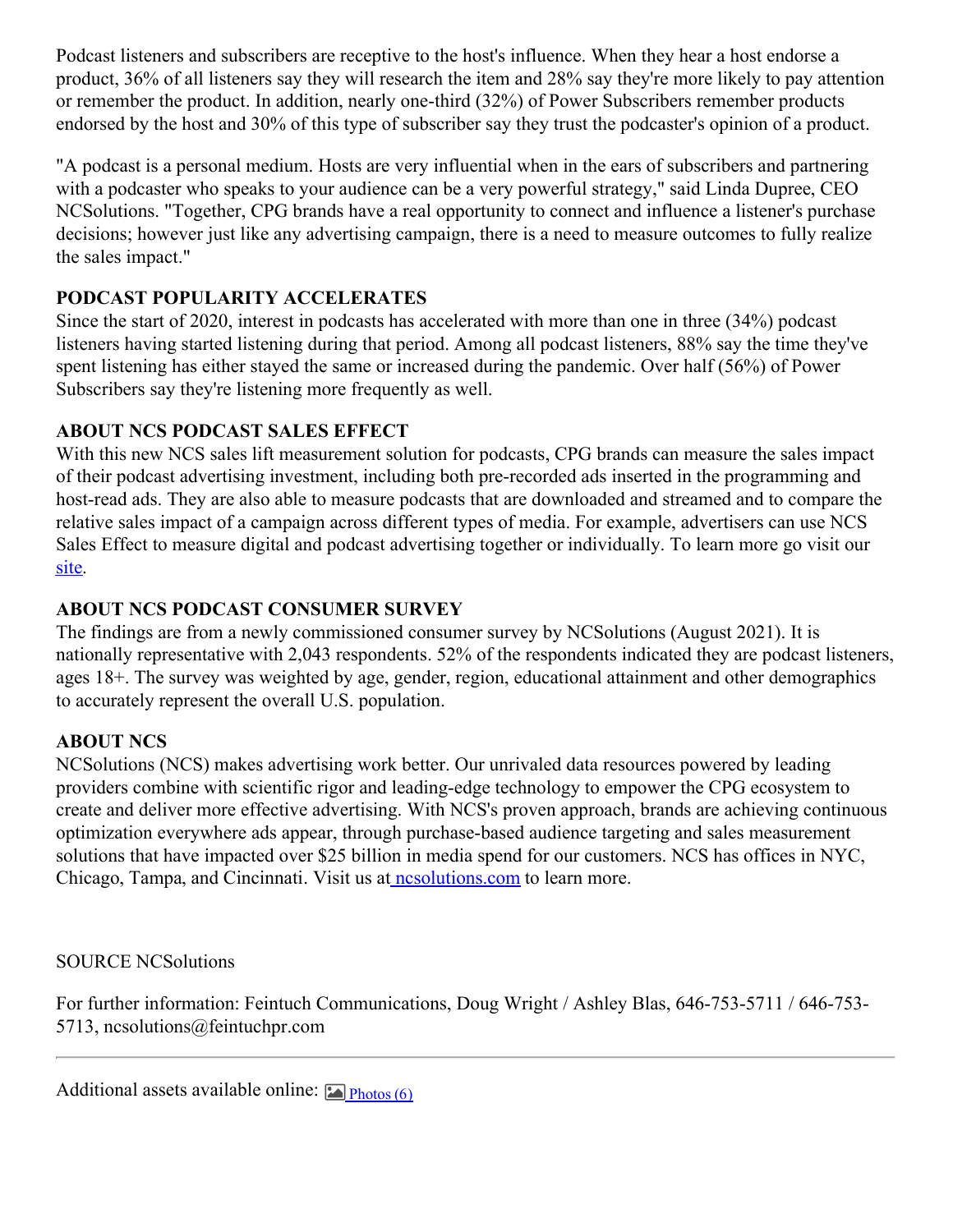Podcast listeners and subscribers are receptive to the host's influence. When they hear a host endorse a product, 36% of all listeners say they will research the item and 28% say they're more likely to pay attention or remember the product. In addition, nearly one-third (32%) of Power Subscribers remember products endorsed by the host and 30% of this type of subscriber say they trust the podcaster's opinion of a product.

"A podcast is a personal medium. Hosts are very influential when in the ears of subscribers and partnering with a podcaster who speaks to your audience can be a very powerful strategy," said Linda Dupree, CEO NCSolutions. "Together, CPG brands have a real opportunity to connect and influence a listener's purchase decisions; however just like any advertising campaign, there is a need to measure outcomes to fully realize the sales impact."

**PODCAST POPULARITY ACCELERATES**

Since the start of 2020, interest in podcasts has accelerated with more than one in three (34%) podcast listeners having started listening during that period. Among all podcast listeners, 88% say the time they've spent listening has either stayed the same or increased during the pandemic. Over half (56%) of Power Subscribers say they're listening more frequently as well.

**ABOUT NCS PODCAST SALES EFFECT**

With this new NCS sales lift measurement solution for podcasts, CPG brands can measure the sales impact of their podcast advertising investment, including both pre-recorded ads inserted in the programming and host-read ads. They are also able to measure podcasts that are downloaded and streamed and to compare the relative sales impact of a campaign across different types of media. For example, advertisers can use NCS Sales Effect to measure digital and podcast advertising together or individually. To learn more go visit our site.

**ABOUT NCS PODCAST CONSUMER SURVEY**

The findings are from a newly commissioned consumer survey by NCSolutions (August 2021). It is nationally representative with 2,043 respondents. 52% of the respondents indicated they are podcast listeners, ages 18+. The survey was weighted by age, gender, region, educational attainment and other demographics to accurately represent the overall U.S. population.

**ABOUT NCS**

NCSolutions (NCS) makes advertising work better. Our unrivaled data resources powered by leading providers combine with scientific rigor and leading-edge technology to empower the CPG ecosystem to create and deliver more effective advertising. With NCS's proven approach, brands are achieving continuous optimization everywhere ads appear, through purchase-based audience targeting and sales measurement solutions that have impacted over $25 billion in media spend for our customers. NCS has offices in NYC, Chicago, Tampa, and Cincinnati. Visit us at ncsolutions.com to learn more.

SOURCE NCSolutions

For further information: Feintuch Communications, Doug Wright / Ashley Blas, 646-753-5711 / 646-753-5713, ncsolutions@feintuchpr.com

---

Additional assets available online: Photos (6)